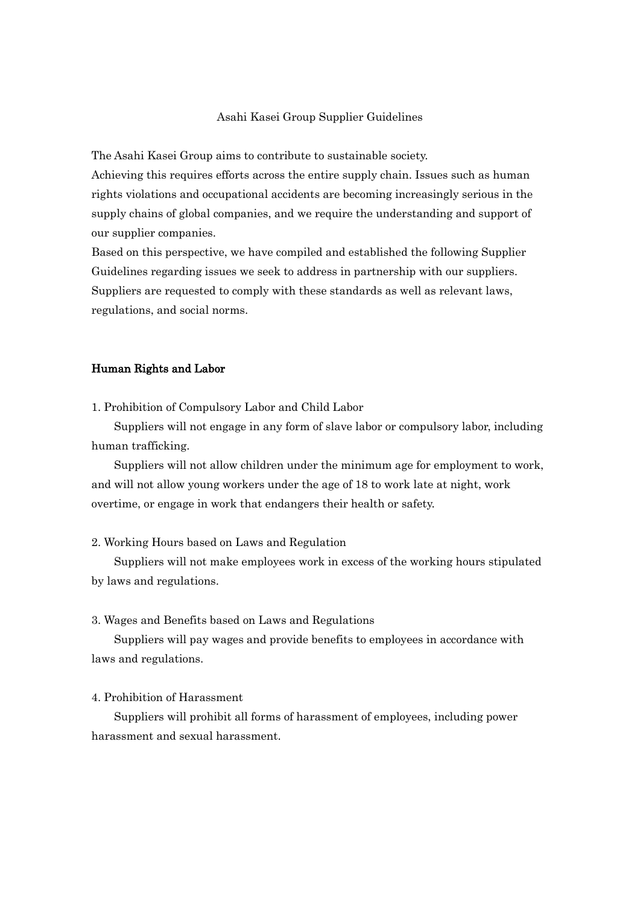# Asahi Kasei Group Supplier Guidelines

The Asahi Kasei Group aims to contribute to sustainable society.
Achieving this requires efforts across the entire supply chain. Issues such as human rights violations and occupational accidents are becoming increasingly serious in the supply chains of global companies, and we require the understanding and support of our supplier companies.
Based on this perspective, we have compiled and established the following Supplier Guidelines regarding issues we seek to address in partnership with our suppliers.
Suppliers are requested to comply with these standards as well as relevant laws, regulations, and social norms.

## Human Rights and Labor

1. Prohibition of Compulsory Labor and Child Labor

Suppliers will not engage in any form of slave labor or compulsory labor, including human trafficking.

Suppliers will not allow children under the minimum age for employment to work, and will not allow young workers under the age of 18 to work late at night, work overtime, or engage in work that endangers their health or safety.

2. Working Hours based on Laws and Regulation

Suppliers will not make employees work in excess of the working hours stipulated by laws and regulations.

3. Wages and Benefits based on Laws and Regulations

Suppliers will pay wages and provide benefits to employees in accordance with laws and regulations.

4. Prohibition of Harassment

Suppliers will prohibit all forms of harassment of employees, including power harassment and sexual harassment.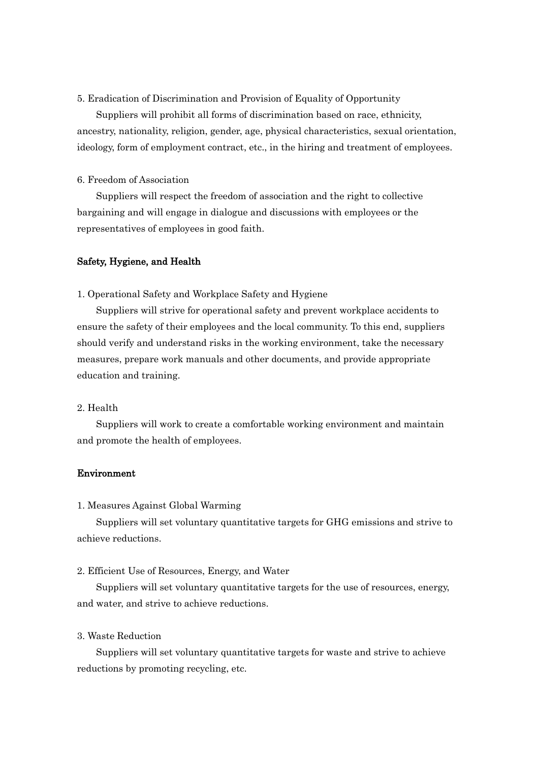5. Eradication of Discrimination and Provision of Equality of Opportunity

Suppliers will prohibit all forms of discrimination based on race, ethnicity, ancestry, nationality, religion, gender, age, physical characteristics, sexual orientation, ideology, form of employment contract, etc., in the hiring and treatment of employees.

6. Freedom of Association

Suppliers will respect the freedom of association and the right to collective bargaining and will engage in dialogue and discussions with employees or the representatives of employees in good faith.

## Safety, Hygiene, and Health

1. Operational Safety and Workplace Safety and Hygiene

Suppliers will strive for operational safety and prevent workplace accidents to ensure the safety of their employees and the local community. To this end, suppliers should verify and understand risks in the working environment, take the necessary measures, prepare work manuals and other documents, and provide appropriate education and training.

2. Health

Suppliers will work to create a comfortable working environment and maintain and promote the health of employees.

## Environment

1. Measures Against Global Warming

Suppliers will set voluntary quantitative targets for GHG emissions and strive to achieve reductions.

2. Efficient Use of Resources, Energy, and Water

Suppliers will set voluntary quantitative targets for the use of resources, energy, and water, and strive to achieve reductions.

3. Waste Reduction

Suppliers will set voluntary quantitative targets for waste and strive to achieve reductions by promoting recycling, etc.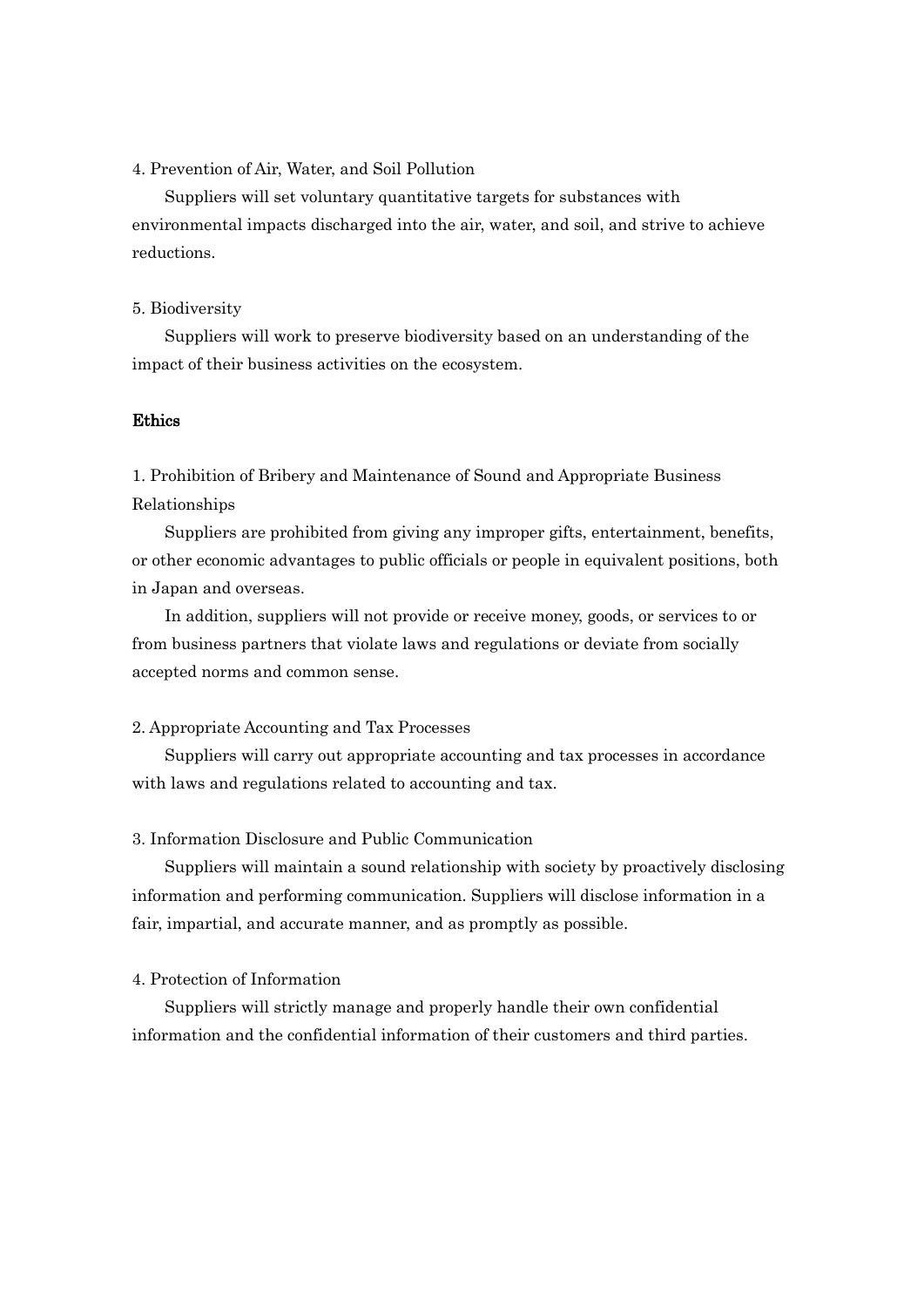4. Prevention of Air, Water, and Soil Pollution

Suppliers will set voluntary quantitative targets for substances with environmental impacts discharged into the air, water, and soil, and strive to achieve reductions.

5. Biodiversity

Suppliers will work to preserve biodiversity based on an understanding of the impact of their business activities on the ecosystem.

**Ethics**

1. Prohibition of Bribery and Maintenance of Sound and Appropriate Business Relationships

Suppliers are prohibited from giving any improper gifts, entertainment, benefits, or other economic advantages to public officials or people in equivalent positions, both in Japan and overseas.

In addition, suppliers will not provide or receive money, goods, or services to or from business partners that violate laws and regulations or deviate from socially accepted norms and common sense.

2. Appropriate Accounting and Tax Processes

Suppliers will carry out appropriate accounting and tax processes in accordance with laws and regulations related to accounting and tax.

3. Information Disclosure and Public Communication

Suppliers will maintain a sound relationship with society by proactively disclosing information and performing communication. Suppliers will disclose information in a fair, impartial, and accurate manner, and as promptly as possible.

4. Protection of Information

Suppliers will strictly manage and properly handle their own confidential information and the confidential information of their customers and third parties.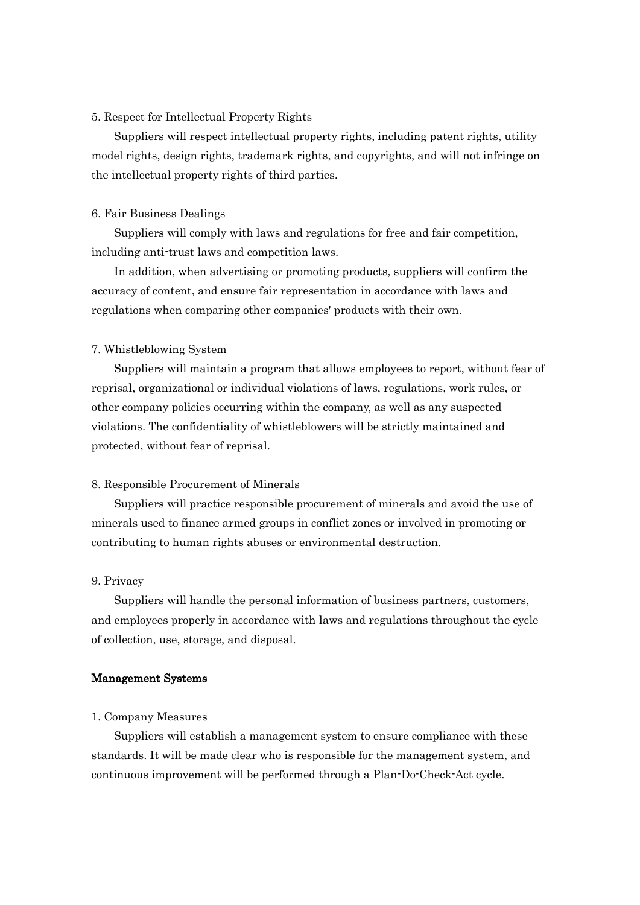5. Respect for Intellectual Property Rights

Suppliers will respect intellectual property rights, including patent rights, utility model rights, design rights, trademark rights, and copyrights, and will not infringe on the intellectual property rights of third parties.

6. Fair Business Dealings

Suppliers will comply with laws and regulations for free and fair competition, including anti-trust laws and competition laws.

In addition, when advertising or promoting products, suppliers will confirm the accuracy of content, and ensure fair representation in accordance with laws and regulations when comparing other companies' products with their own.

7. Whistleblowing System

Suppliers will maintain a program that allows employees to report, without fear of reprisal, organizational or individual violations of laws, regulations, work rules, or other company policies occurring within the company, as well as any suspected violations. The confidentiality of whistleblowers will be strictly maintained and protected, without fear of reprisal.

8. Responsible Procurement of Minerals

Suppliers will practice responsible procurement of minerals and avoid the use of minerals used to finance armed groups in conflict zones or involved in promoting or contributing to human rights abuses or environmental destruction.

9. Privacy

Suppliers will handle the personal information of business partners, customers, and employees properly in accordance with laws and regulations throughout the cycle of collection, use, storage, and disposal.

## Management Systems

1. Company Measures

Suppliers will establish a management system to ensure compliance with these standards. It will be made clear who is responsible for the management system, and continuous improvement will be performed through a Plan-Do-Check-Act cycle.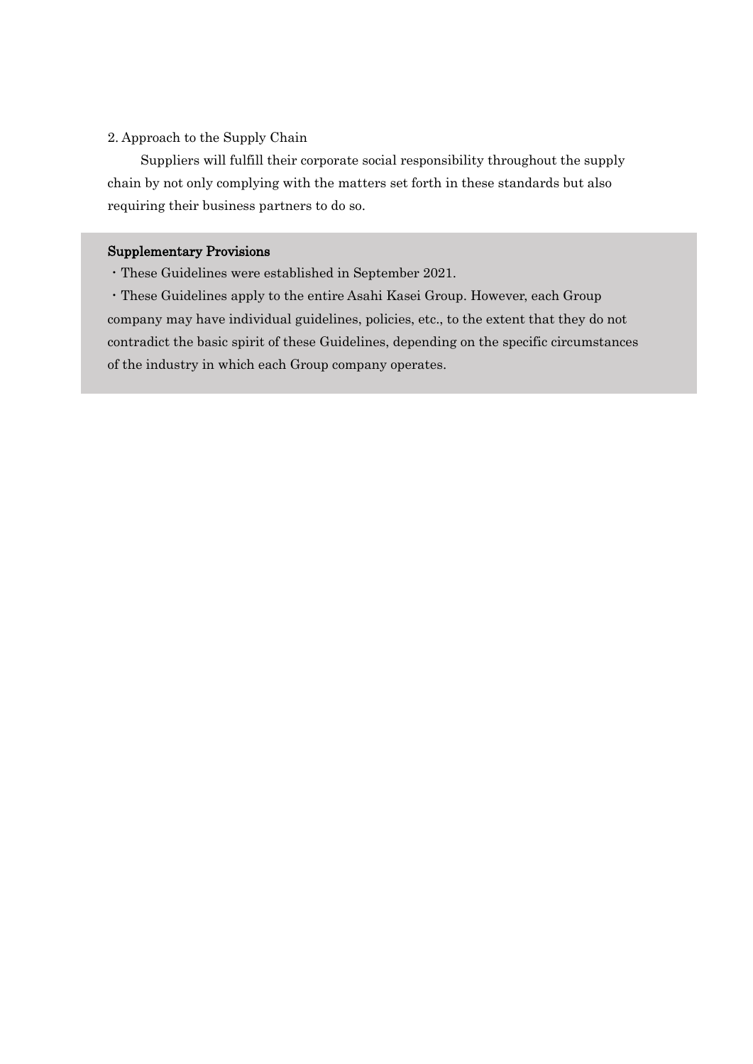2. Approach to the Supply Chain

Suppliers will fulfill their corporate social responsibility throughout the supply chain by not only complying with the matters set forth in these standards but also requiring their business partners to do so.

**Supplementary Provisions**

・These Guidelines were established in September 2021.

・These Guidelines apply to the entire Asahi Kasei Group. However, each Group company may have individual guidelines, policies, etc., to the extent that they do not contradict the basic spirit of these Guidelines, depending on the specific circumstances of the industry in which each Group company operates.